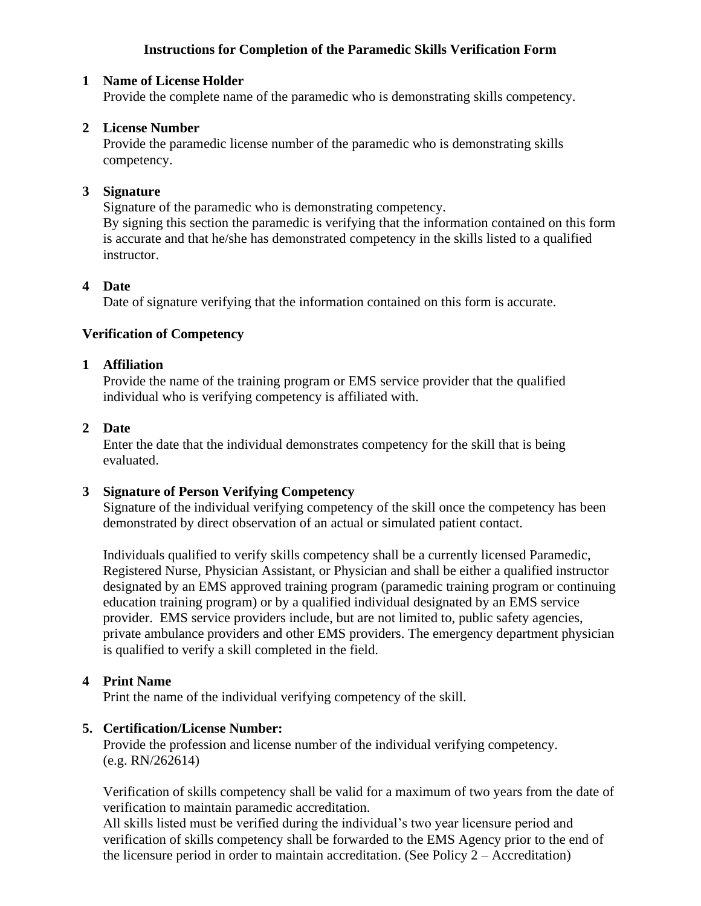# Instructions for Completion of the Paramedic Skills Verification Form

**1 Name of License Holder**

Provide the complete name of the paramedic who is demonstrating skills competency.

**2 License Number**

Provide the paramedic license number of the paramedic who is demonstrating skills competency.

**3 Signature**

Signature of the paramedic who is demonstrating competency.
By signing this section the paramedic is verifying that the information contained on this form is accurate and that he/she has demonstrated competency in the skills listed to a qualified instructor.

**4 Date**

Date of signature verifying that the information contained on this form is accurate.

## Verification of Competency

**1 Affiliation**

Provide the name of the training program or EMS service provider that the qualified individual who is verifying competency is affiliated with.

**2 Date**

Enter the date that the individual demonstrates competency for the skill that is being evaluated.

**3 Signature of Person Verifying Competency**

Signature of the individual verifying competency of the skill once the competency has been demonstrated by direct observation of an actual or simulated patient contact.

Individuals qualified to verify skills competency shall be a currently licensed Paramedic, Registered Nurse, Physician Assistant, or Physician and shall be either a qualified instructor designated by an EMS approved training program (paramedic training program or continuing education training program) or by a qualified individual designated by an EMS service provider. EMS service providers include, but are not limited to, public safety agencies, private ambulance providers and other EMS providers. The emergency department physician is qualified to verify a skill completed in the field.

**4 Print Name**

Print the name of the individual verifying competency of the skill.

**5. Certification/License Number:**

Provide the profession and license number of the individual verifying competency. (e.g. RN/262614)

Verification of skills competency shall be valid for a maximum of two years from the date of verification to maintain paramedic accreditation.
All skills listed must be verified during the individual's two year licensure period and verification of skills competency shall be forwarded to the EMS Agency prior to the end of the licensure period in order to maintain accreditation. (See Policy 2 – Accreditation)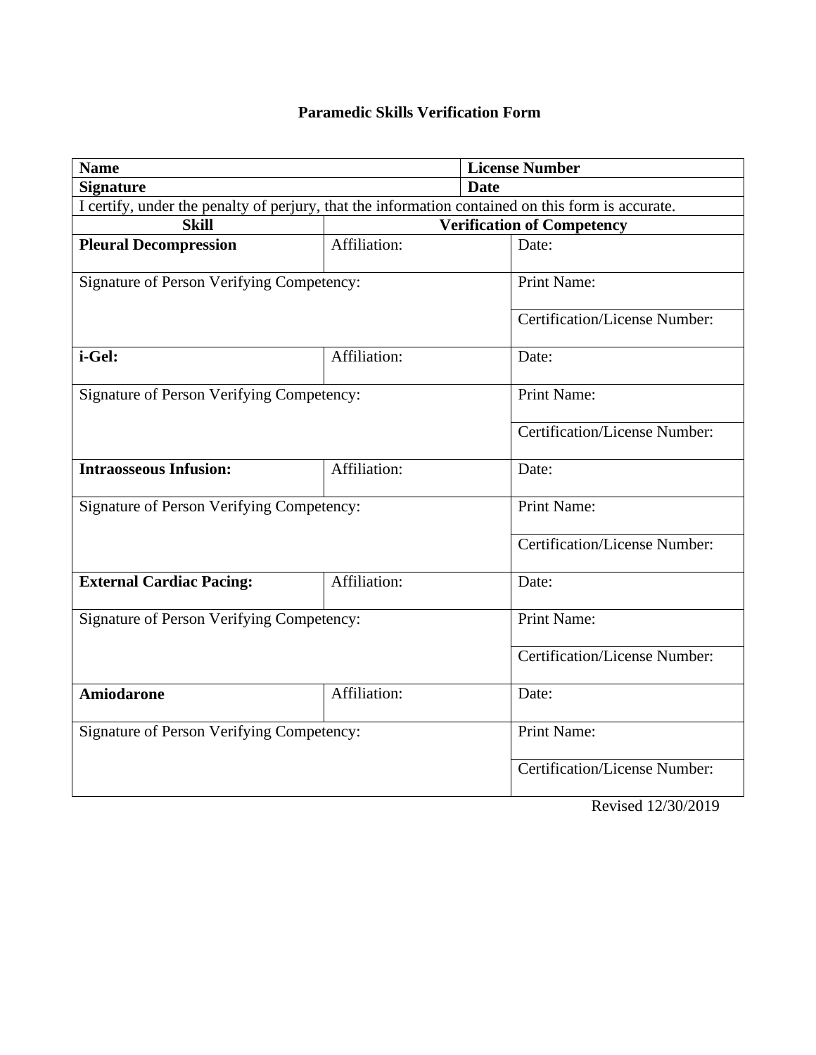# Paramedic Skills Verification Form

| **Name** | | **License Number** |
|---|---|---|
| **Signature** | | **Date** |
| I certify, under the penalty of perjury, that the information contained on this form is accurate. | | |
| **Skill** | **Verification of Competency** | |
| **Pleural Decompression** | Affiliation: | Date: |
| Signature of Person Verifying Competency: | | Print Name: |
| | | Certification/License Number: |
| **i-Gel:** | Affiliation: | Date: |
| Signature of Person Verifying Competency: | | Print Name: |
| | | Certification/License Number: |
| **Intraosseous Infusion:** | Affiliation: | Date: |
| Signature of Person Verifying Competency: | | Print Name: |
| | | Certification/License Number: |
| **External Cardiac Pacing:** | Affiliation: | Date: |
| Signature of Person Verifying Competency: | | Print Name: |
| | | Certification/License Number: |
| **Amiodarone** | Affiliation: | Date: |
| Signature of Person Verifying Competency: | | Print Name: |
| | | Certification/License Number: |

Revised 12/30/2019